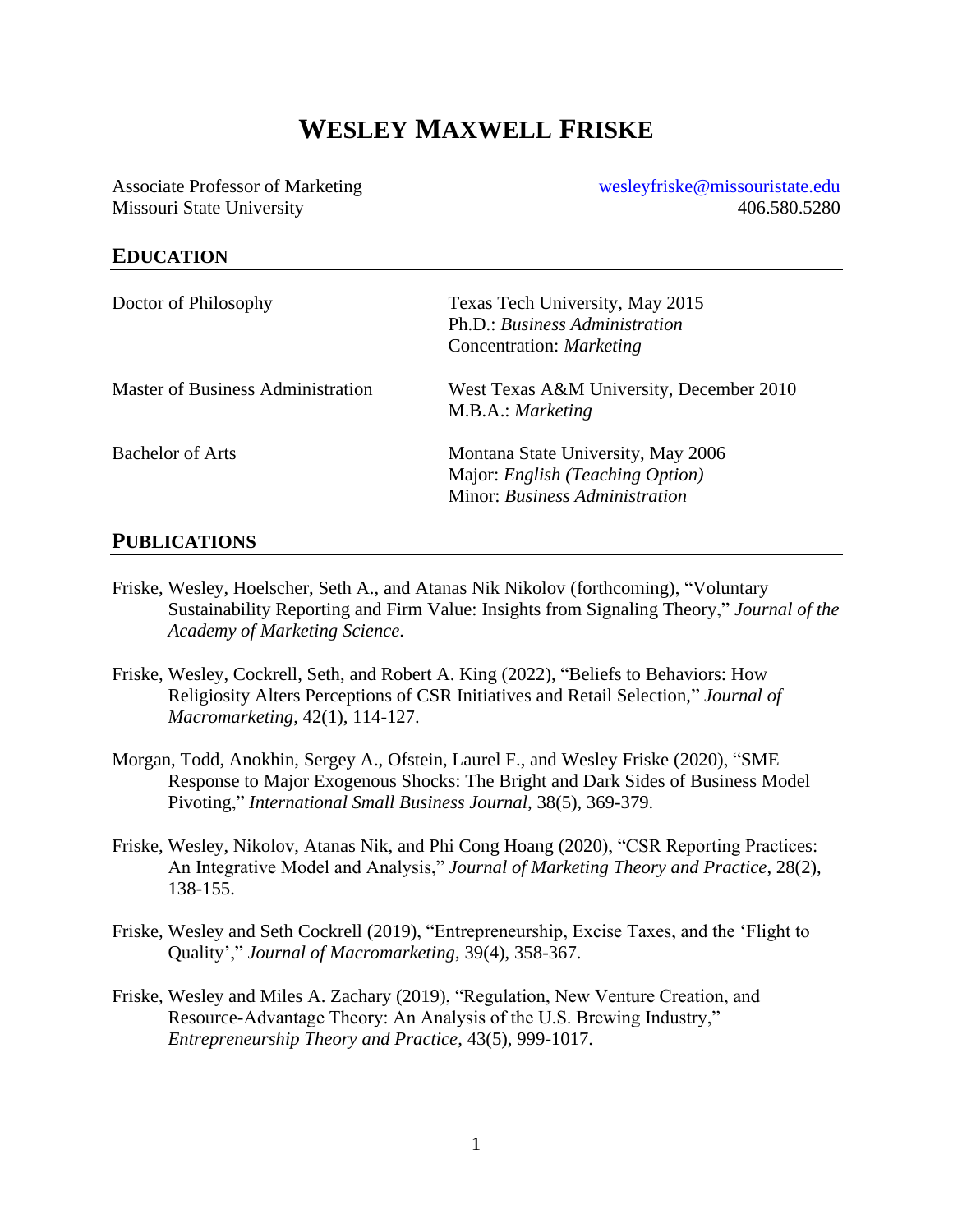# WESLEY MAXWELL FRISKE

Associate Professor of Marketing
Missouri State University

wesleyfriske@missouristate.edu
406.580.5280

## EDUCATION

| | |
|---|---|
| Doctor of Philosophy | Texas Tech University, May 2015<br>Ph.D.: *Business Administration*<br>Concentration: *Marketing* |
| Master of Business Administration | West Texas A&M University, December 2010<br>M.B.A.: *Marketing* |
| Bachelor of Arts | Montana State University, May 2006<br>Major: *English (Teaching Option)*<br>Minor: *Business Administration* |

## PUBLICATIONS

Friske, Wesley, Hoelscher, Seth A., and Atanas Nik Nikolov (forthcoming), "Voluntary Sustainability Reporting and Firm Value: Insights from Signaling Theory," *Journal of the Academy of Marketing Science*.

Friske, Wesley, Cockrell, Seth, and Robert A. King (2022), "Beliefs to Behaviors: How Religiosity Alters Perceptions of CSR Initiatives and Retail Selection," *Journal of Macromarketing*, 42(1), 114-127.

Morgan, Todd, Anokhin, Sergey A., Ofstein, Laurel F., and Wesley Friske (2020), "SME Response to Major Exogenous Shocks: The Bright and Dark Sides of Business Model Pivoting," *International Small Business Journal*, 38(5), 369-379.

Friske, Wesley, Nikolov, Atanas Nik, and Phi Cong Hoang (2020), "CSR Reporting Practices: An Integrative Model and Analysis," *Journal of Marketing Theory and Practice*, 28(2), 138-155.

Friske, Wesley and Seth Cockrell (2019), "Entrepreneurship, Excise Taxes, and the 'Flight to Quality'," *Journal of Macromarketing*, 39(4), 358-367.

Friske, Wesley and Miles A. Zachary (2019), "Regulation, New Venture Creation, and Resource-Advantage Theory: An Analysis of the U.S. Brewing Industry," *Entrepreneurship Theory and Practice*, 43(5), 999-1017.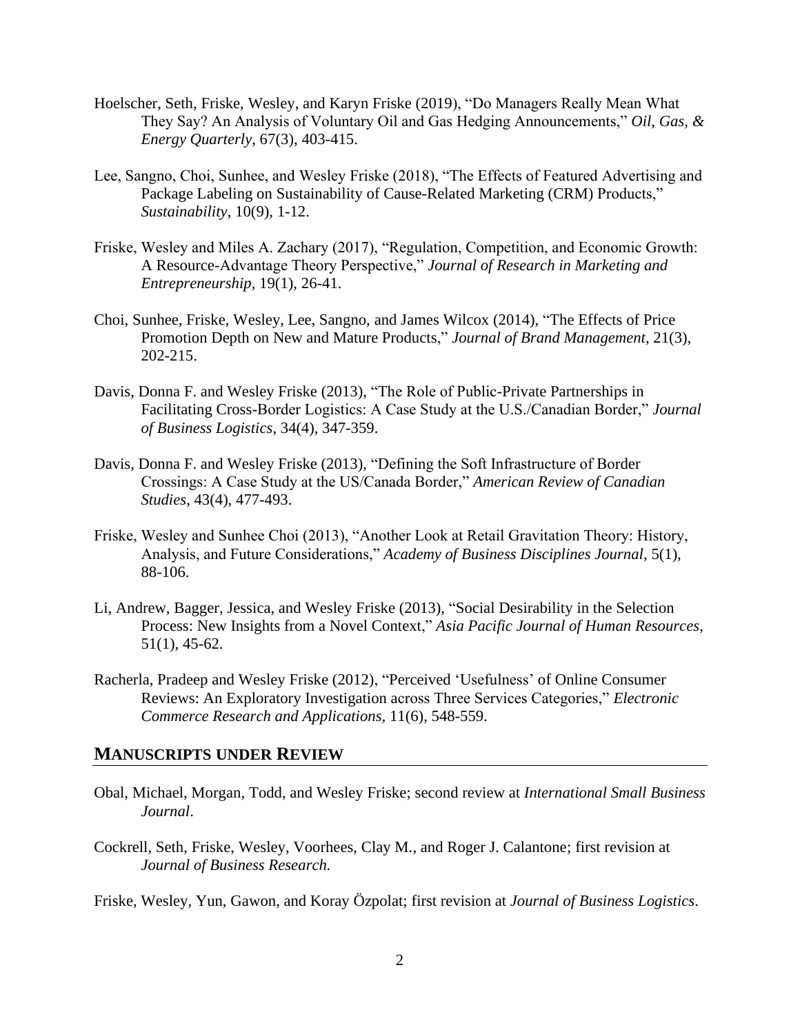Hoelscher, Seth, Friske, Wesley, and Karyn Friske (2019), "Do Managers Really Mean What They Say? An Analysis of Voluntary Oil and Gas Hedging Announcements," *Oil, Gas, & Energy Quarterly*, 67(3), 403-415.

Lee, Sangno, Choi, Sunhee, and Wesley Friske (2018), "The Effects of Featured Advertising and Package Labeling on Sustainability of Cause-Related Marketing (CRM) Products," *Sustainability*, 10(9), 1-12.

Friske, Wesley and Miles A. Zachary (2017), "Regulation, Competition, and Economic Growth: A Resource-Advantage Theory Perspective," *Journal of Research in Marketing and Entrepreneurship*, 19(1), 26-41.

Choi, Sunhee, Friske, Wesley, Lee, Sangno, and James Wilcox (2014), "The Effects of Price Promotion Depth on New and Mature Products," *Journal of Brand Management*, 21(3), 202-215.

Davis, Donna F. and Wesley Friske (2013), "The Role of Public-Private Partnerships in Facilitating Cross-Border Logistics: A Case Study at the U.S./Canadian Border," *Journal of Business Logistics*, 34(4), 347-359.

Davis, Donna F. and Wesley Friske (2013), "Defining the Soft Infrastructure of Border Crossings: A Case Study at the US/Canada Border," *American Review of Canadian Studies*, 43(4), 477-493.

Friske, Wesley and Sunhee Choi (2013), "Another Look at Retail Gravitation Theory: History, Analysis, and Future Considerations," *Academy of Business Disciplines Journal*, 5(1), 88-106.

Li, Andrew, Bagger, Jessica, and Wesley Friske (2013), "Social Desirability in the Selection Process: New Insights from a Novel Context," *Asia Pacific Journal of Human Resources*, 51(1), 45-62.

Racherla, Pradeep and Wesley Friske (2012), "Perceived 'Usefulness' of Online Consumer Reviews: An Exploratory Investigation across Three Services Categories," *Electronic Commerce Research and Applications*, 11(6), 548-559.

## MANUSCRIPTS UNDER REVIEW

Obal, Michael, Morgan, Todd, and Wesley Friske; second review at *International Small Business Journal*.

Cockrell, Seth, Friske, Wesley, Voorhees, Clay M., and Roger J. Calantone; first revision at *Journal of Business Research.*

Friske, Wesley, Yun, Gawon, and Koray Özpolat; first revision at *Journal of Business Logistics*.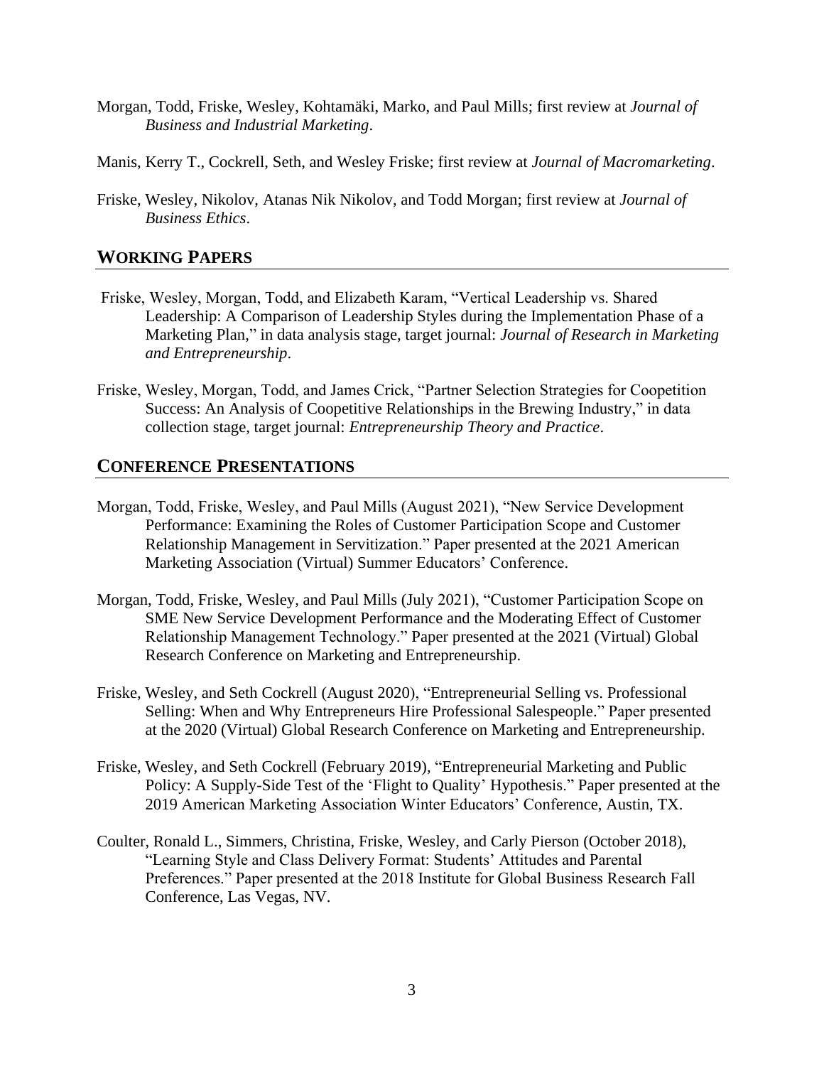Morgan, Todd, Friske, Wesley, Kohtamäki, Marko, and Paul Mills; first review at *Journal of Business and Industrial Marketing*.

Manis, Kerry T., Cockrell, Seth, and Wesley Friske; first review at *Journal of Macromarketing*.

Friske, Wesley, Nikolov, Atanas Nik Nikolov, and Todd Morgan; first review at *Journal of Business Ethics*.

## WORKING PAPERS

Friske, Wesley, Morgan, Todd, and Elizabeth Karam, "Vertical Leadership vs. Shared Leadership: A Comparison of Leadership Styles during the Implementation Phase of a Marketing Plan," in data analysis stage, target journal: *Journal of Research in Marketing and Entrepreneurship*.

Friske, Wesley, Morgan, Todd, and James Crick, "Partner Selection Strategies for Coopetition Success: An Analysis of Coopetitive Relationships in the Brewing Industry," in data collection stage, target journal: *Entrepreneurship Theory and Practice*.

## CONFERENCE PRESENTATIONS

Morgan, Todd, Friske, Wesley, and Paul Mills (August 2021), "New Service Development Performance: Examining the Roles of Customer Participation Scope and Customer Relationship Management in Servitization." Paper presented at the 2021 American Marketing Association (Virtual) Summer Educators' Conference.

Morgan, Todd, Friske, Wesley, and Paul Mills (July 2021), "Customer Participation Scope on SME New Service Development Performance and the Moderating Effect of Customer Relationship Management Technology." Paper presented at the 2021 (Virtual) Global Research Conference on Marketing and Entrepreneurship.

Friske, Wesley, and Seth Cockrell (August 2020), "Entrepreneurial Selling vs. Professional Selling: When and Why Entrepreneurs Hire Professional Salespeople." Paper presented at the 2020 (Virtual) Global Research Conference on Marketing and Entrepreneurship.

Friske, Wesley, and Seth Cockrell (February 2019), "Entrepreneurial Marketing and Public Policy: A Supply-Side Test of the 'Flight to Quality' Hypothesis." Paper presented at the 2019 American Marketing Association Winter Educators' Conference, Austin, TX.

Coulter, Ronald L., Simmers, Christina, Friske, Wesley, and Carly Pierson (October 2018), "Learning Style and Class Delivery Format: Students' Attitudes and Parental Preferences." Paper presented at the 2018 Institute for Global Business Research Fall Conference, Las Vegas, NV.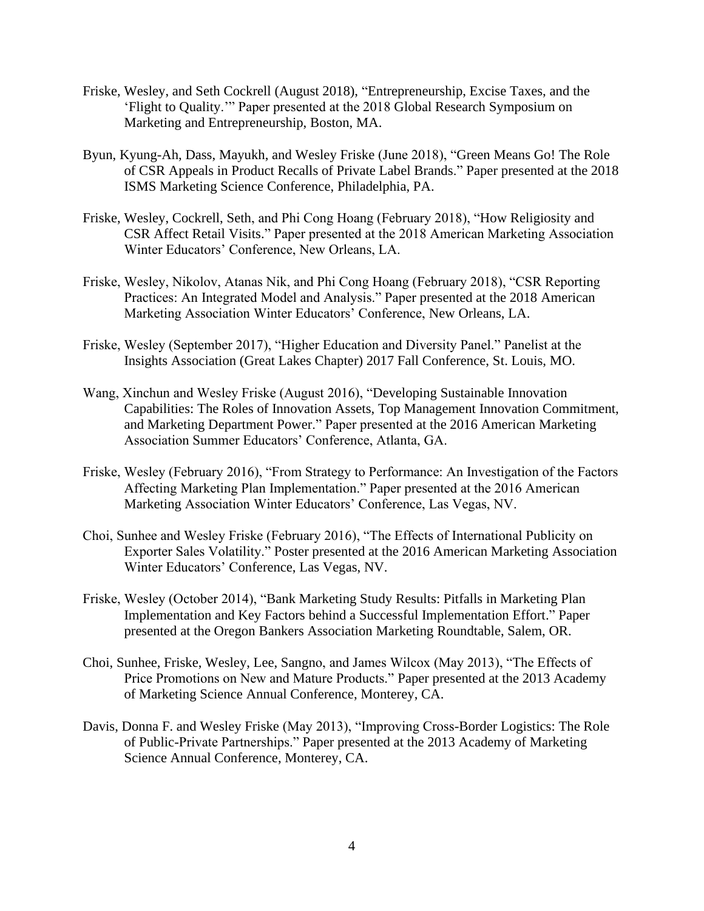Friske, Wesley, and Seth Cockrell (August 2018), "Entrepreneurship, Excise Taxes, and the 'Flight to Quality.'" Paper presented at the 2018 Global Research Symposium on Marketing and Entrepreneurship, Boston, MA.

Byun, Kyung-Ah, Dass, Mayukh, and Wesley Friske (June 2018), "Green Means Go! The Role of CSR Appeals in Product Recalls of Private Label Brands." Paper presented at the 2018 ISMS Marketing Science Conference, Philadelphia, PA.

Friske, Wesley, Cockrell, Seth, and Phi Cong Hoang (February 2018), "How Religiosity and CSR Affect Retail Visits." Paper presented at the 2018 American Marketing Association Winter Educators' Conference, New Orleans, LA.

Friske, Wesley, Nikolov, Atanas Nik, and Phi Cong Hoang (February 2018), "CSR Reporting Practices: An Integrated Model and Analysis." Paper presented at the 2018 American Marketing Association Winter Educators' Conference, New Orleans, LA.

Friske, Wesley (September 2017), "Higher Education and Diversity Panel." Panelist at the Insights Association (Great Lakes Chapter) 2017 Fall Conference, St. Louis, MO.

Wang, Xinchun and Wesley Friske (August 2016), "Developing Sustainable Innovation Capabilities: The Roles of Innovation Assets, Top Management Innovation Commitment, and Marketing Department Power." Paper presented at the 2016 American Marketing Association Summer Educators' Conference, Atlanta, GA.

Friske, Wesley (February 2016), "From Strategy to Performance: An Investigation of the Factors Affecting Marketing Plan Implementation." Paper presented at the 2016 American Marketing Association Winter Educators' Conference, Las Vegas, NV.

Choi, Sunhee and Wesley Friske (February 2016), "The Effects of International Publicity on Exporter Sales Volatility." Poster presented at the 2016 American Marketing Association Winter Educators' Conference, Las Vegas, NV.

Friske, Wesley (October 2014), "Bank Marketing Study Results: Pitfalls in Marketing Plan Implementation and Key Factors behind a Successful Implementation Effort." Paper presented at the Oregon Bankers Association Marketing Roundtable, Salem, OR.

Choi, Sunhee, Friske, Wesley, Lee, Sangno, and James Wilcox (May 2013), "The Effects of Price Promotions on New and Mature Products." Paper presented at the 2013 Academy of Marketing Science Annual Conference, Monterey, CA.

Davis, Donna F. and Wesley Friske (May 2013), "Improving Cross-Border Logistics: The Role of Public-Private Partnerships." Paper presented at the 2013 Academy of Marketing Science Annual Conference, Monterey, CA.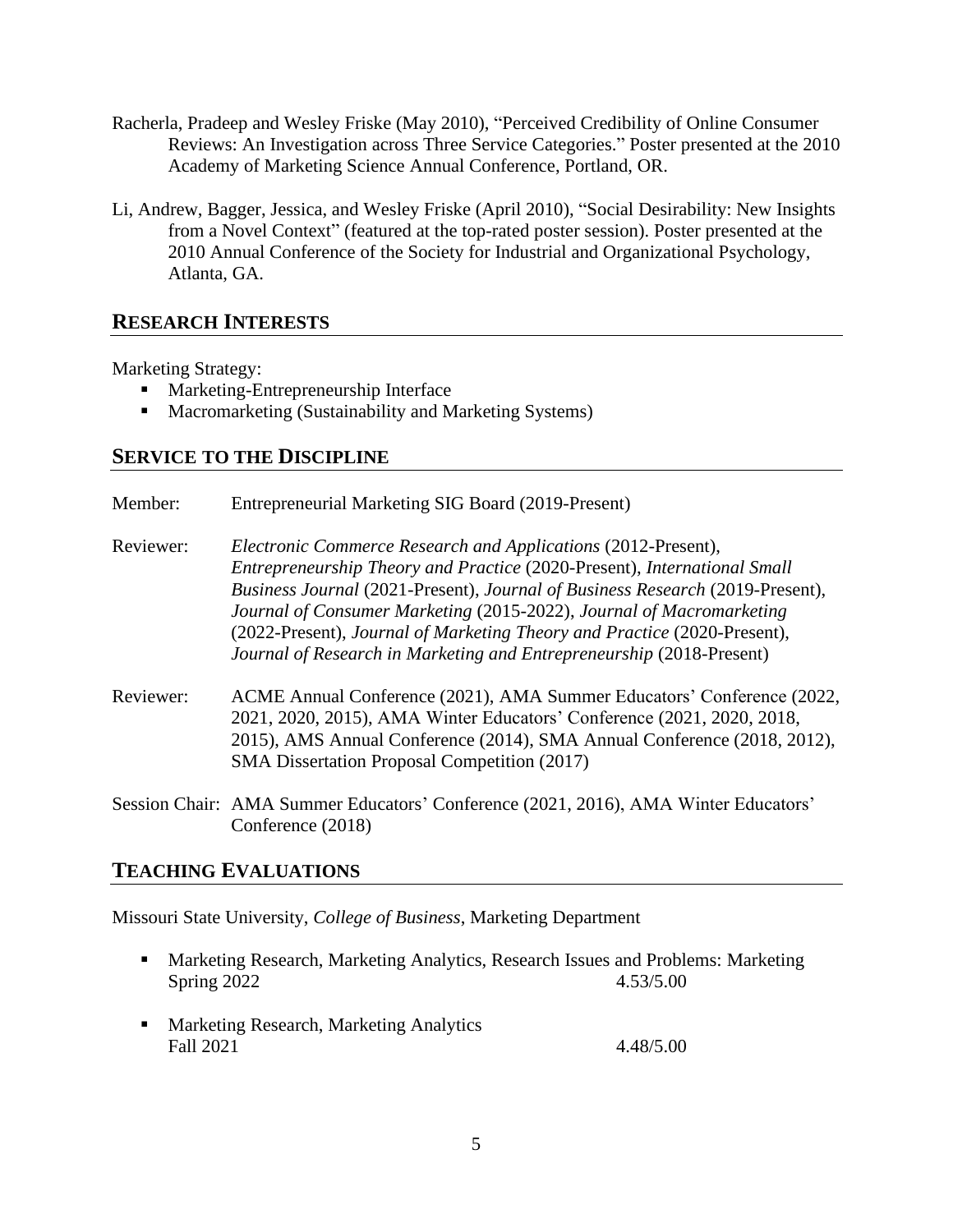Racherla, Pradeep and Wesley Friske (May 2010), "Perceived Credibility of Online Consumer Reviews: An Investigation across Three Service Categories." Poster presented at the 2010 Academy of Marketing Science Annual Conference, Portland, OR.

Li, Andrew, Bagger, Jessica, and Wesley Friske (April 2010), "Social Desirability: New Insights from a Novel Context" (featured at the top-rated poster session). Poster presented at the 2010 Annual Conference of the Society for Industrial and Organizational Psychology, Atlanta, GA.

## RESEARCH INTERESTS

Marketing Strategy:

- Marketing-Entrepreneurship Interface
- Macromarketing (Sustainability and Marketing Systems)

## SERVICE TO THE DISCIPLINE

Member: Entrepreneurial Marketing SIG Board (2019-Present)

Reviewer: *Electronic Commerce Research and Applications* (2012-Present), *Entrepreneurship Theory and Practice* (2020-Present), *International Small Business Journal* (2021-Present), *Journal of Business Research* (2019-Present), *Journal of Consumer Marketing* (2015-2022), *Journal of Macromarketing* (2022-Present), *Journal of Marketing Theory and Practice* (2020-Present), *Journal of Research in Marketing and Entrepreneurship* (2018-Present)

Reviewer: ACME Annual Conference (2021), AMA Summer Educators' Conference (2022, 2021, 2020, 2015), AMA Winter Educators' Conference (2021, 2020, 2018, 2015), AMS Annual Conference (2014), SMA Annual Conference (2018, 2012), SMA Dissertation Proposal Competition (2017)

Session Chair: AMA Summer Educators' Conference (2021, 2016), AMA Winter Educators' Conference (2018)

## TEACHING EVALUATIONS

Missouri State University, *College of Business*, Marketing Department

- Marketing Research, Marketing Analytics, Research Issues and Problems: Marketing
  Spring 2022 4.53/5.00

- Marketing Research, Marketing Analytics
  Fall 2021 4.48/5.00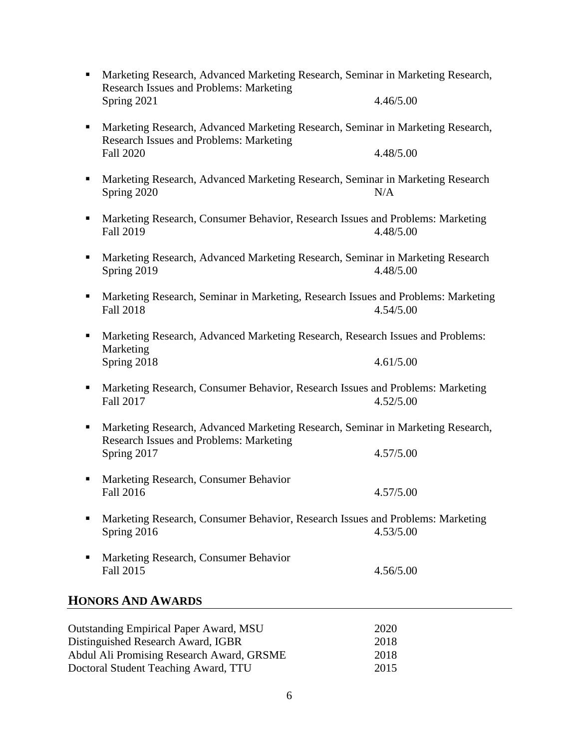- Marketing Research, Advanced Marketing Research, Seminar in Marketing Research, Research Issues and Problems: Marketing
  Spring 2021 4.46/5.00

- Marketing Research, Advanced Marketing Research, Seminar in Marketing Research, Research Issues and Problems: Marketing
  Fall 2020 4.48/5.00

- Marketing Research, Advanced Marketing Research, Seminar in Marketing Research
  Spring 2020 N/A

- Marketing Research, Consumer Behavior, Research Issues and Problems: Marketing
  Fall 2019 4.48/5.00

- Marketing Research, Advanced Marketing Research, Seminar in Marketing Research
  Spring 2019 4.48/5.00

- Marketing Research, Seminar in Marketing, Research Issues and Problems: Marketing
  Fall 2018 4.54/5.00

- Marketing Research, Advanced Marketing Research, Research Issues and Problems: Marketing
  Spring 2018 4.61/5.00

- Marketing Research, Consumer Behavior, Research Issues and Problems: Marketing
  Fall 2017 4.52/5.00

- Marketing Research, Advanced Marketing Research, Seminar in Marketing Research, Research Issues and Problems: Marketing
  Spring 2017 4.57/5.00

- Marketing Research, Consumer Behavior
  Fall 2016 4.57/5.00

- Marketing Research, Consumer Behavior, Research Issues and Problems: Marketing
  Spring 2016 4.53/5.00

- Marketing Research, Consumer Behavior
  Fall 2015 4.56/5.00

## HONORS AND AWARDS

Outstanding Empirical Paper Award, MSU 2020
Distinguished Research Award, IGBR 2018
Abdul Ali Promising Research Award, GRSME 2018
Doctoral Student Teaching Award, TTU 2015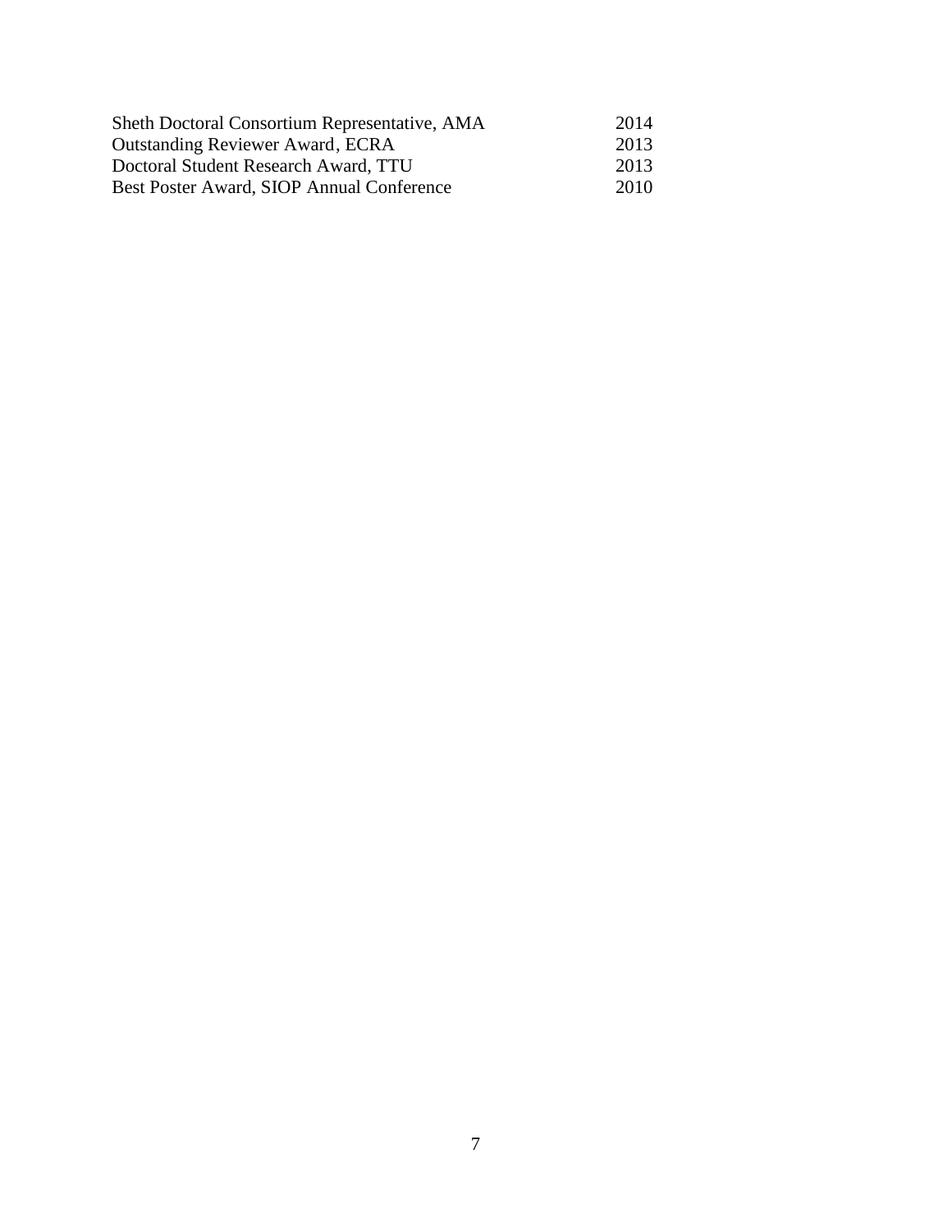| | |
|---|---|
| Sheth Doctoral Consortium Representative, AMA | 2014 |
| Outstanding Reviewer Award, ECRA | 2013 |
| Doctoral Student Research Award, TTU | 2013 |
| Best Poster Award, SIOP Annual Conference | 2010 |